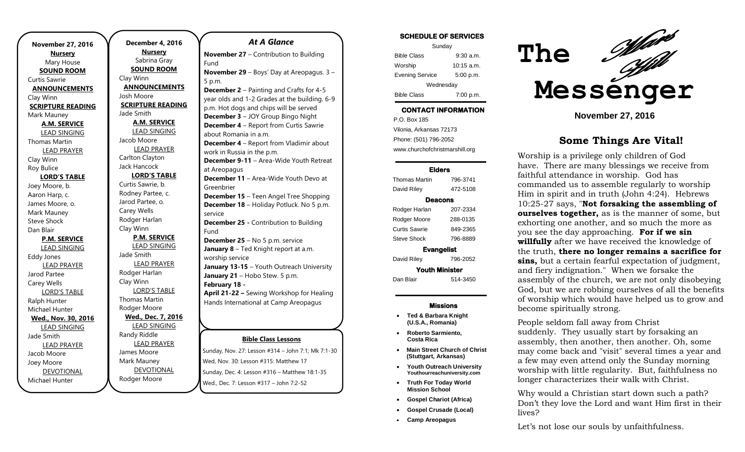**November 27, 2016**

**Nursery**
Mary House

**SOUND ROOM**
Curtis Sawrie

**ANNOUNCEMENTS**
Clay Winn

**SCRIPTURE READING**
Mark Mauney

**A.M. SERVICE**

LEAD SINGING
Thomas Martin

LEAD PRAYER
Clay Winn
Roy Bulice

**LORD'S TABLE**
Joey Moore, b.
Aaron Harp, c.
James Moore, o.
Mark Mauney
Steve Shock
Dan Blair

**P.M. SERVICE**

LEAD SINGING
Eddy Jones

LEAD PRAYER
Jarod Partee
Carey Wells

LORD'S TABLE
Ralph Hunter
Michael Hunter

**Wed., Nov. 30, 2016**

LEAD SINGING
Jade Smith

LEAD PRAYER
Jacob Moore
Joey Moore

DEVOTIONAL
Michael Hunter

**December 4, 2016**

**Nursery**
Sabrina Gray

**SOUND ROOM**
Clay Winn

**ANNOUNCEMENTS**
Josh Moore

**SCRIPTURE READING**
Jade Smith

**A.M. SERVICE**

LEAD SINGING
Jacob Moore

LEAD PRAYER
Carlton Clayton
Jack Hancock

**LORD'S TABLE**
Curtis Sawrie, b.
Rodney Partee, c.
Jarod Partee, o.
Carey Wells
Rodger Harlan
Clay Winn

**P.M. SERVICE**

LEAD SINGING
Jade Smith

LEAD PRAYER
Rodger Harlan
Clay Winn

LORD'S TABLE
Thomas Martin
Rodger Moore

**Wed., Dec. 7, 2016**

LEAD SINGING
Randy Riddle

LEAD PRAYER
James Moore
Mark Mauney

DEVOTIONAL
Rodger Moore

## *At A Glance*

**November 27** – Contribution to Building Fund
**November 29** – Boys' Day at Areopagus. 3 – 5 p.m.
**December 2** – Painting and Crafts for 4-5 year olds and 1-2 Grades at the building. 6-9 p.m. Hot dogs and chips will be served
**December 3** – JOY Group Bingo Night
**December 4** – Report from Curtis Sawrie about Romania in a.m.
**December 4** – Report from Vladimir about work in Russia in the p.m.
**December 9-11** – Area-Wide Youth Retreat at Areopagus
**December 11** – Area-Wide Youth Devo at Greenbrier
**December 15** – Teen Angel Tree Shopping
**December 18** – Holiday Potluck. No 5 p.m. service
**December 25 -** Contribution to Building Fund
**December 25** – No 5 p.m. service
**January 8** – Ted Knight report at a.m. worship service
**January 13-15** – Youth Outreach University
**January 21** – Hobo Stew. 5 p.m.
**February 18 -**
**April 21-22 –** Sewing Workshop for Healing Hands International at Camp Areopagus

**Bible Class Lessons**

Sunday, Nov. 27: Lesson #314 – John 7:1; Mk 7:1-30
Wed, Nov. 30: Lesson #315: Matthew 17
Sunday, Dec. 4: Lesson #316 – Matthew 18:1-35
Wed., Dec. 7: Lesson #317 – John 7:2-52

**SCHEDULE OF SERVICES**

| Sunday | |
|---|---|
| Bible Class | 9:30 a.m. |
| Worship | 10:15 a.m. |
| Evening Service | 5:00 p.m. |
| Wednesday | |
| Bible Class | 7:00 p.m. |

**CONTACT INFORMATION**

P.O. Box 185
Vilonia, Arkansas 72173
Phone: (501) 796-2052
www.churchofchristmarshill.org

**Elders**

| | |
|---|---|
| Thomas Martin | 796-3741 |
| David Riley | 472-5108 |

**Deacons**

| | |
|---|---|
| Rodger Harlan | 207-2334 |
| Rodger Moore | 288-0135 |
| Curtis Sawrie | 849-2365 |
| Steve Shock | 796-8889 |

**Evangelist**

| | |
|---|---|
| David Riley | 796-2052 |

**Youth Minister**

| | |
|---|---|
| Dan Blair | 514-3450 |

**Missions**

- **Ted & Barbara Knight (U.S.A., Romania)**
- **Roberto Sarmiento, Costa Rica**
- **Main Street Church of Christ (Stuttgart, Arkansas)**
- **Youth Outreach University** Youthourreachuniversity.com
- **Truth For Today World Mission School**
- **Gospel Chariot (Africa)**
- **Gospel Crusade (Local)**
- **Camp Areopagus**

# The *Mars Hill* Messenger

**November 27, 2016**

## Some Things Are Vital!

Worship is a privilege only children of God have. There are many blessings we receive from faithful attendance in worship. God has commanded us to assemble regularly to worship Him in spirit and in truth (John 4:24). Hebrews 10:25-27 says, "**Not forsaking the assembling of ourselves together,** as is the manner of some, but exhorting one another, and so much the more as you see the day approaching. **For if we sin willfully** after we have received the knowledge of the truth, **there no longer remains a sacrifice for sins,** but a certain fearful expectation of judgment, and fiery indignation." When we forsake the assembly of the church, we are not only disobeying God, but we are robbing ourselves of all the benefits of worship which would have helped us to grow and become spiritually strong.

People seldom fall away from Christ suddenly. They usually start by forsaking an assembly, then another, then another. Oh, some may come back and "visit" several times a year and a few may even attend only the Sunday morning worship with little regularity. But, faithfulness no longer characterizes their walk with Christ.

Why would a Christian start down such a path? Don't they love the Lord and want Him first in their lives?

Let's not lose our souls by unfaithfulness.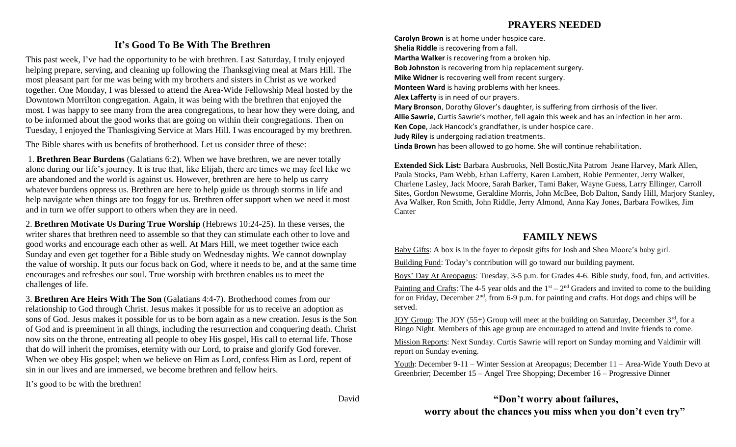## It's Good To Be With The Brethren

This past week, I've had the opportunity to be with brethren. Last Saturday, I truly enjoyed helping prepare, serving, and cleaning up following the Thanksgiving meal at Mars Hill. The most pleasant part for me was being with my brothers and sisters in Christ as we worked together. One Monday, I was blessed to attend the Area-Wide Fellowship Meal hosted by the Downtown Morrilton congregation. Again, it was being with the brethren that enjoyed the most. I was happy to see many from the area congregations, to hear how they were doing, and to be informed about the good works that are going on within their congregations. Then on Tuesday, I enjoyed the Thanksgiving Service at Mars Hill. I was encouraged by my brethren.

The Bible shares with us benefits of brotherhood. Let us consider three of these:

1. **Brethren Bear Burdens** (Galatians 6:2). When we have brethren, we are never totally alone during our life's journey. It is true that, like Elijah, there are times we may feel like we are abandoned and the world is against us. However, brethren are here to help us carry whatever burdens oppress us. Brethren are here to help guide us through storms in life and help navigate when things are too foggy for us. Brethren offer support when we need it most and in turn we offer support to others when they are in need.

2. **Brethren Motivate Us During True Worship** (Hebrews 10:24-25). In these verses, the writer shares that brethren need to assemble so that they can stimulate each other to love and good works and encourage each other as well. At Mars Hill, we meet together twice each Sunday and even get together for a Bible study on Wednesday nights. We cannot downplay the value of worship. It puts our focus back on God, where it needs to be, and at the same time encourages and refreshes our soul. True worship with brethren enables us to meet the challenges of life.

3. **Brethren Are Heirs With The Son** (Galatians 4:4-7). Brotherhood comes from our relationship to God through Christ. Jesus makes it possible for us to receive an adoption as sons of God. Jesus makes it possible for us to be born again as a new creation. Jesus is the Son of God and is preeminent in all things, including the resurrection and conquering death. Christ now sits on the throne, entreating all people to obey His gospel, His call to eternal life. Those that do will inherit the promises, eternity with our Lord, to praise and glorify God forever. When we obey His gospel; when we believe on Him as Lord, confess Him as Lord, repent of sin in our lives and are immersed, we become brethren and fellow heirs.

It's good to be with the brethren!

David

## PRAYERS NEEDED

**Carolyn Brown** is at home under hospice care.
**Shelia Riddle** is recovering from a fall.
**Martha Walker** is recovering from a broken hip.
**Bob Johnston** is recovering from hip replacement surgery.
**Mike Widner** is recovering well from recent surgery.
**Monteen Ward** is having problems with her knees.
**Alex Lafferty** is in need of our prayers.
**Mary Bronson**, Dorothy Glover's daughter, is suffering from cirrhosis of the liver.
**Allie Sawrie**, Curtis Sawrie's mother, fell again this week and has an infection in her arm.
**Ken Cope**, Jack Hancock's grandfather, is under hospice care.
**Judy Riley** is undergoing radiation treatments.
**Linda Brown** has been allowed to go home. She will continue rehabilitation.

**Extended Sick List:** Barbara Ausbrooks, Nell Bostic,Nita Patrom Jeane Harvey, Mark Allen, Paula Stocks, Pam Webb, Ethan Lafferty, Karen Lambert, Robie Permenter, Jerry Walker, Charlene Lasley, Jack Moore, Sarah Barker, Tami Baker, Wayne Guess, Larry Ellinger, Carroll Sites, Gordon Newsome, Geraldine Morris, John McBee, Bob Dalton, Sandy Hill, Marjory Stanley, Ava Walker, Ron Smith, John Riddle, Jerry Almond, Anna Kay Jones, Barbara Fowlkes, Jim Canter

## FAMILY NEWS

Baby Gifts: A box is in the foyer to deposit gifts for Josh and Shea Moore's baby girl.

Building Fund: Today's contribution will go toward our building payment.

Boys' Day At Areopagus: Tuesday, 3-5 p.m. for Grades 4-6. Bible study, food, fun, and activities.

Painting and Crafts: The 4-5 year olds and the 1st – 2nd Graders and invited to come to the building for on Friday, December 2nd, from 6-9 p.m. for painting and crafts. Hot dogs and chips will be served.

JOY Group: The JOY (55+) Group will meet at the building on Saturday, December 3rd, for a Bingo Night. Members of this age group are encouraged to attend and invite friends to come.

Mission Reports: Next Sunday. Curtis Sawrie will report on Sunday morning and Valdimir will report on Sunday evening.

Youth: December 9-11 – Winter Session at Areopagus; December 11 – Area-Wide Youth Devo at Greenbrier; December 15 – Angel Tree Shopping; December 16 – Progressive Dinner

**"Don't worry about failures, worry about the chances you miss when you don't even try"**